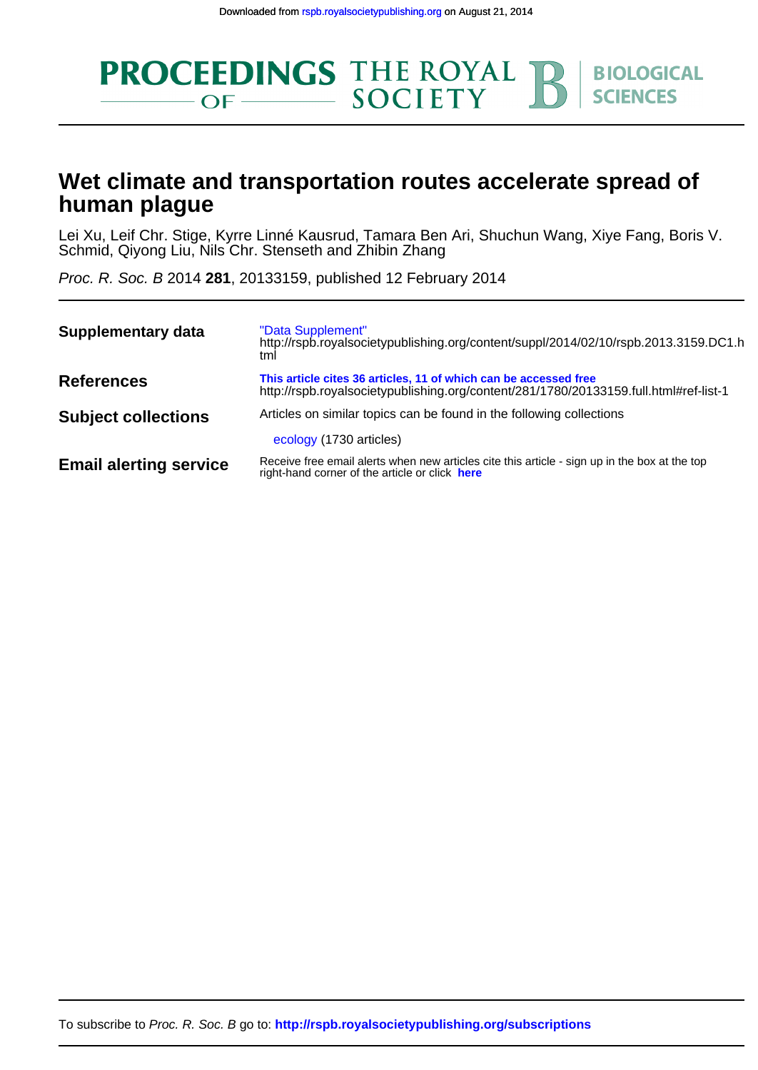Downloaded from rspb.royalsocietypublishing.org on August 21, 2014

PROCEEDINGS OF THE ROYAL SOCIETY B | BIOLOGICAL SCIENCES

# Wet climate and transportation routes accelerate spread of human plague

Lei Xu, Leif Chr. Stige, Kyrre Linné Kausrud, Tamara Ben Ari, Shuchun Wang, Xiye Fang, Boris V. Schmid, Qiyong Liu, Nils Chr. Stenseth and Zhibin Zhang

*Proc. R. Soc. B* 2014 **281**, 20133159, published 12 February 2014

| | |
|---|---|
| **Supplementary data** | "Data Supplement" http://rspb.royalsocietypublishing.org/content/suppl/2014/02/10/rspb.2013.3159.DC1.html |
| **References** | **This article cites 36 articles, 11 of which can be accessed free** http://rspb.royalsocietypublishing.org/content/281/1780/20133159.full.html#ref-list-1 |
| **Subject collections** | Articles on similar topics can be found in the following collections<br>ecology (1730 articles) |
| **Email alerting service** | Receive free email alerts when new articles cite this article - sign up in the box at the top right-hand corner of the article or click **here** |

To subscribe to *Proc. R. Soc. B* go to: **http://rspb.royalsocietypublishing.org/subscriptions**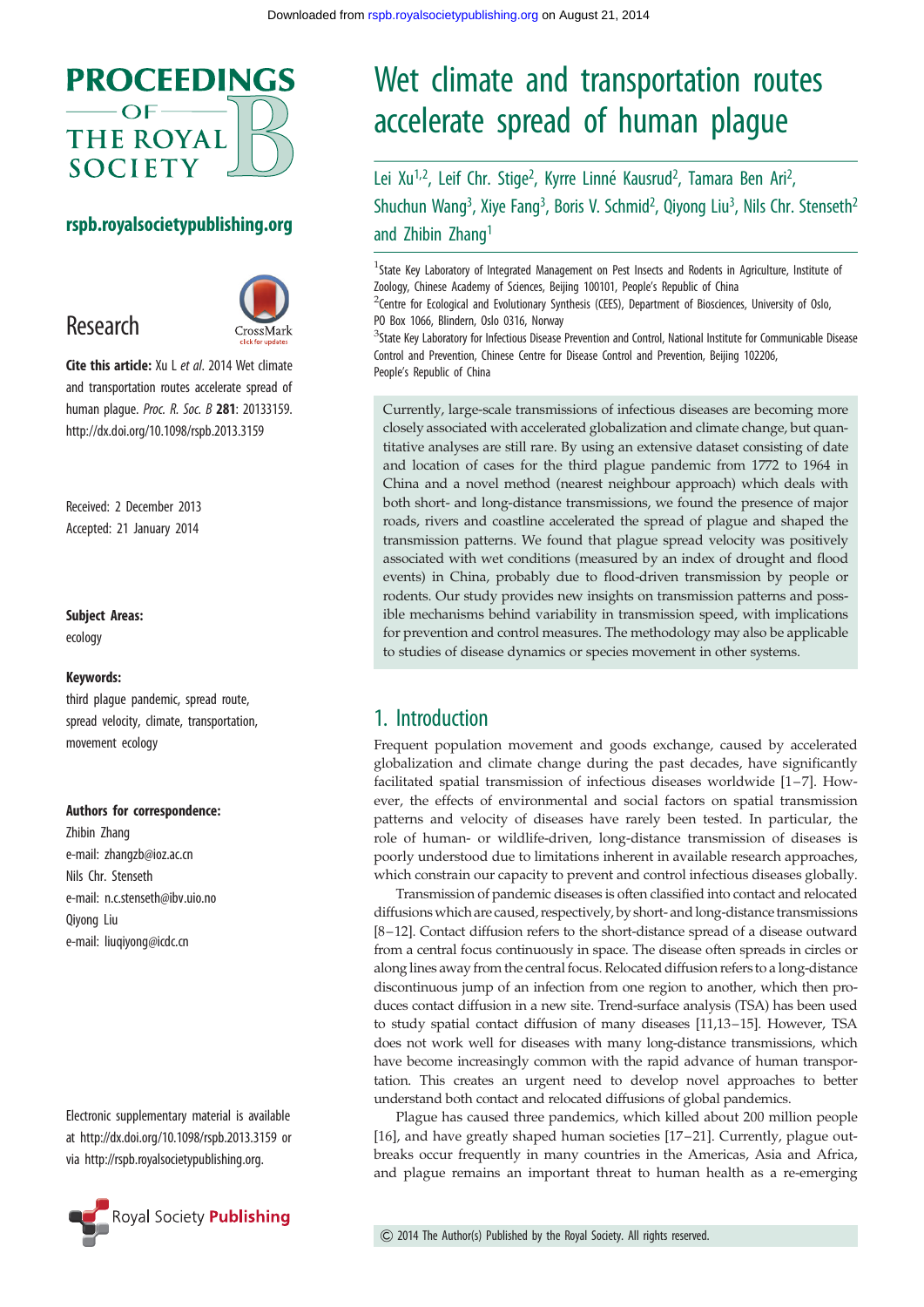# Wet climate and transportation routes accelerate spread of human plague

Lei Xu[1,2], Leif Chr. Stige[2], Kyrre Linné Kausrud[2], Tamara Ben Ari[2], Shuchun Wang[3], Xiye Fang[3], Boris V. Schmid[2], Qiyong Liu[3], Nils Chr. Stenseth[2] and Zhibin Zhang[1]

[1]State Key Laboratory of Integrated Management on Pest Insects and Rodents in Agriculture, Institute of Zoology, Chinese Academy of Sciences, Beijing 100101, People's Republic of China
[2]Centre for Ecological and Evolutionary Synthesis (CEES), Department of Biosciences, University of Oslo, PO Box 1066, Blindern, Oslo 0316, Norway
[3]State Key Laboratory for Infectious Disease Prevention and Control, National Institute for Communicable Disease Control and Prevention, Chinese Centre for Disease Control and Prevention, Beijing 102206, People's Republic of China

Research

**Cite this article:** Xu L *et al*. 2014 Wet climate and transportation routes accelerate spread of human plague. *Proc. R. Soc. B* **281**: 20133159.
http://dx.doi.org/10.1098/rspb.2013.3159

Received: 2 December 2013
Accepted: 21 January 2014

**Subject Areas:**
ecology

**Keywords:**
third plague pandemic, spread route, spread velocity, climate, transportation, movement ecology

**Authors for correspondence:**
Zhibin Zhang
e-mail: zhangzb@ioz.ac.cn
Nils Chr. Stenseth
e-mail: n.c.stenseth@ibv.uio.no
Qiyong Liu
e-mail: liuqiyong@icdc.cn

Electronic supplementary material is available at http://dx.doi.org/10.1098/rspb.2013.3159 or via http://rspb.royalsocietypublishing.org.

Currently, large-scale transmissions of infectious diseases are becoming more closely associated with accelerated globalization and climate change, but quantitative analyses are still rare. By using an extensive dataset consisting of date and location of cases for the third plague pandemic from 1772 to 1964 in China and a novel method (nearest neighbour approach) which deals with both short- and long-distance transmissions, we found the presence of major roads, rivers and coastline accelerated the spread of plague and shaped the transmission patterns. We found that plague spread velocity was positively associated with wet conditions (measured by an index of drought and flood events) in China, probably due to flood-driven transmission by people or rodents. Our study provides new insights on transmission patterns and possible mechanisms behind variability in transmission speed, with implications for prevention and control measures. The methodology may also be applicable to studies of disease dynamics or species movement in other systems.

## 1. Introduction

Frequent population movement and goods exchange, caused by accelerated globalization and climate change during the past decades, have significantly facilitated spatial transmission of infectious diseases worldwide [1–7]. However, the effects of environmental and social factors on spatial transmission patterns and velocity of diseases have rarely been tested. In particular, the role of human- or wildlife-driven, long-distance transmission of diseases is poorly understood due to limitations inherent in available research approaches, which constrain our capacity to prevent and control infectious diseases globally.

Transmission of pandemic diseases is often classified into contact and relocated diffusions which are caused, respectively, by short- and long-distance transmissions [8–12]. Contact diffusion refers to the short-distance spread of a disease outward from a central focus continuously in space. The disease often spreads in circles or along lines away from the central focus. Relocated diffusion refers to a long-distance discontinuous jump of an infection from one region to another, which then produces contact diffusion in a new site. Trend-surface analysis (TSA) has been used to study spatial contact diffusion of many diseases [11,13–15]. However, TSA does not work well for diseases with many long-distance transmissions, which have become increasingly common with the rapid advance of human transportation. This creates an urgent need to develop novel approaches to better understand both contact and relocated diffusions of global pandemics.

Plague has caused three pandemics, which killed about 200 million people [16], and have greatly shaped human societies [17–21]. Currently, plague outbreaks occur frequently in many countries in the Americas, Asia and Africa, and plague remains an important threat to human health as a re-emerging

© 2014 The Author(s) Published by the Royal Society. All rights reserved.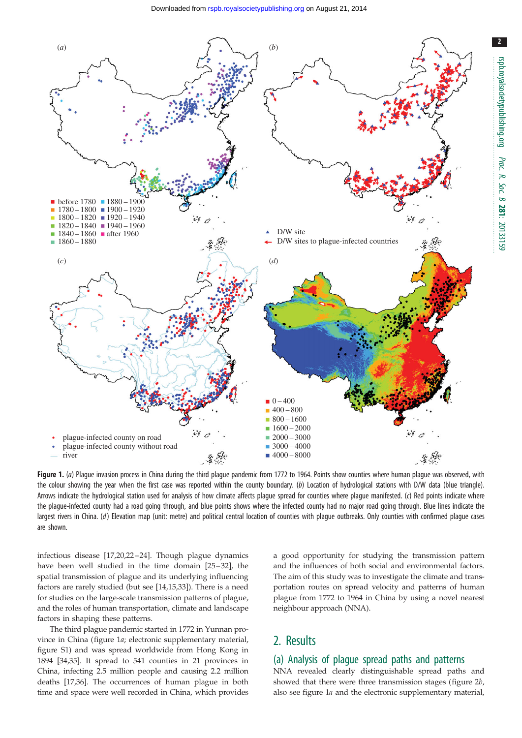**Figure 1.** (*a*) Plague invasion process in China during the third plague pandemic from 1772 to 1964. Points show counties where human plague was observed, with the colour showing the year when the first case was reported within the county boundary. (*b*) Location of hydrological stations with D/W data (blue triangle). Arrows indicate the hydrological station used for analysis of how climate affects plague spread for counties where plague manifested. (*c*) Red points indicate where the plague-infected county had a road going through, and blue points shows where the infected county had no major road going through. Blue lines indicate the largest rivers in China. (*d*) Elevation map (unit: metre) and political central location of counties with plague outbreaks. Only counties with confirmed plague cases are shown.

infectious disease [17,20,22–24]. Though plague dynamics have been well studied in the time domain [25–32], the spatial transmission of plague and its underlying influencing factors are rarely studied (but see [14,15,33]). There is a need for studies on the large-scale transmission patterns of plague, and the roles of human transportation, climate and landscape factors in shaping these patterns.

The third plague pandemic started in 1772 in Yunnan province in China (figure 1*a*; electronic supplementary material, figure S1) and was spread worldwide from Hong Kong in 1894 [34,35]. It spread to 541 counties in 21 provinces in China, infecting 2.5 million people and causing 2.2 million deaths [17,36]. The occurrences of human plague in both time and space were well recorded in China, which provides a good opportunity for studying the transmission pattern and the influences of both social and environmental factors. The aim of this study was to investigate the climate and transportation routes on spread velocity and patterns of human plague from 1772 to 1964 in China by using a novel nearest neighbour approach (NNA).

## 2. Results

### (a) Analysis of plague spread paths and patterns

NNA revealed clearly distinguishable spread paths and showed that there were three transmission stages (figure 2*b*, also see figure 1*a* and the electronic supplementary material,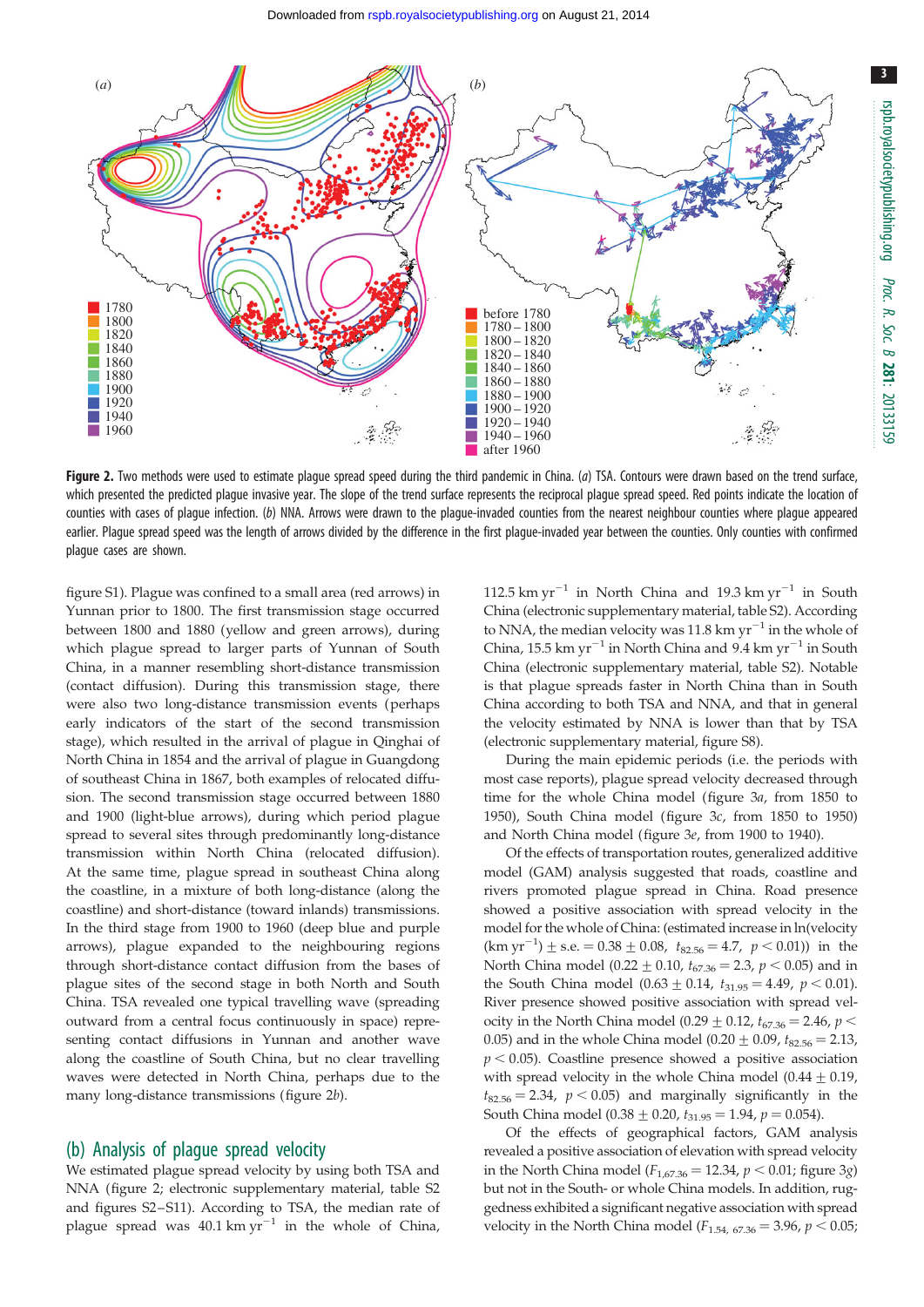**Figure 2.** Two methods were used to estimate plague spread speed during the third pandemic in China. (*a*) TSA. Contours were drawn based on the trend surface, which presented the predicted plague invasive year. The slope of the trend surface represents the reciprocal plague spread speed. Red points indicate the location of counties with cases of plague infection. (*b*) NNA. Arrows were drawn to the plague-invaded counties from the nearest neighbour counties where plague appeared earlier. Plague spread speed was the length of arrows divided by the difference in the first plague-invaded year between the counties. Only counties with confirmed plague cases are shown.

figure S1). Plague was confined to a small area (red arrows) in Yunnan prior to 1800. The first transmission stage occurred between 1800 and 1880 (yellow and green arrows), during which plague spread to larger parts of Yunnan of South China, in a manner resembling short-distance transmission (contact diffusion). During this transmission stage, there were also two long-distance transmission events (perhaps early indicators of the start of the second transmission stage), which resulted in the arrival of plague in Qinghai of North China in 1854 and the arrival of plague in Guangdong of southeast China in 1867, both examples of relocated diffusion. The second transmission stage occurred between 1880 and 1900 (light-blue arrows), during which period plague spread to several sites through predominantly long-distance transmission within North China (relocated diffusion). At the same time, plague spread in southeast China along the coastline, in a mixture of both long-distance (along the coastline) and short-distance (toward inlands) transmissions. In the third stage from 1900 to 1960 (deep blue and purple arrows), plague expanded to the neighbouring regions through short-distance contact diffusion from the bases of plague sites of the second stage in both North and South China. TSA revealed one typical travelling wave (spreading outward from a central focus continuously in space) representing contact diffusions in Yunnan and another wave along the coastline of South China, but no clear travelling waves were detected in North China, perhaps due to the many long-distance transmissions (figure 2*b*).

## (b) Analysis of plague spread velocity

We estimated plague spread velocity by using both TSA and NNA (figure 2; electronic supplementary material, table S2 and figures S2–S11). According to TSA, the median rate of plague spread was 40.1 km $yr^{-1}$ in the whole of China, 112.5 km $yr^{-1}$ in North China and 19.3 km $yr^{-1}$ in South China (electronic supplementary material, table S2). According to NNA, the median velocity was 11.8 km $yr^{-1}$ in the whole of China, 15.5 km $yr^{-1}$ in North China and 9.4 km $yr^{-1}$ in South China (electronic supplementary material, table S2). Notable is that plague spreads faster in North China than in South China according to both TSA and NNA, and that in general the velocity estimated by NNA is lower than that by TSA (electronic supplementary material, figure S8).

During the main epidemic periods (i.e. the periods with most case reports), plague spread velocity decreased through time for the whole China model (figure 3*a*, from 1850 to 1950), South China model (figure 3*c*, from 1850 to 1950) and North China model (figure 3*e*, from 1900 to 1940).

Of the effects of transportation routes, generalized additive model (GAM) analysis suggested that roads, coastline and rivers promoted plague spread in China. Road presence showed a positive association with spread velocity in the model for the whole of China: (estimated increase in ln(velocity (km $yr^{-1}$)) ± s.e. = 0.38 ± 0.08, $t_{82.56} = 4.7$, $p < 0.01$)) in the North China model (0.22 ± 0.10, $t_{67.36} = 2.3$, $p < 0.05$) and in the South China model (0.63 ± 0.14, $t_{31.95} = 4.49$, $p < 0.01$). River presence showed positive association with spread velocity in the North China model (0.29 ± 0.12, $t_{67.36} = 2.46$, $p < 0.05$) and in the whole China model (0.20 ± 0.09, $t_{82.56} = 2.13$, $p < 0.05$). Coastline presence showed a positive association with spread velocity in the whole China model (0.44 ± 0.19, $t_{82.56} = 2.34$, $p < 0.05$) and marginally significantly in the South China model (0.38 ± 0.20, $t_{31.95} = 1.94$, $p = 0.054$).

Of the effects of geographical factors, GAM analysis revealed a positive association of elevation with spread velocity in the North China model ($F_{1,67.36} = 12.34$, $p < 0.01$; figure 3*g*) but not in the South- or whole China models. In addition, ruggedness exhibited a significant negative association with spread velocity in the North China model ($F_{1.54,\ 67.36} = 3.96$, $p < 0.05$;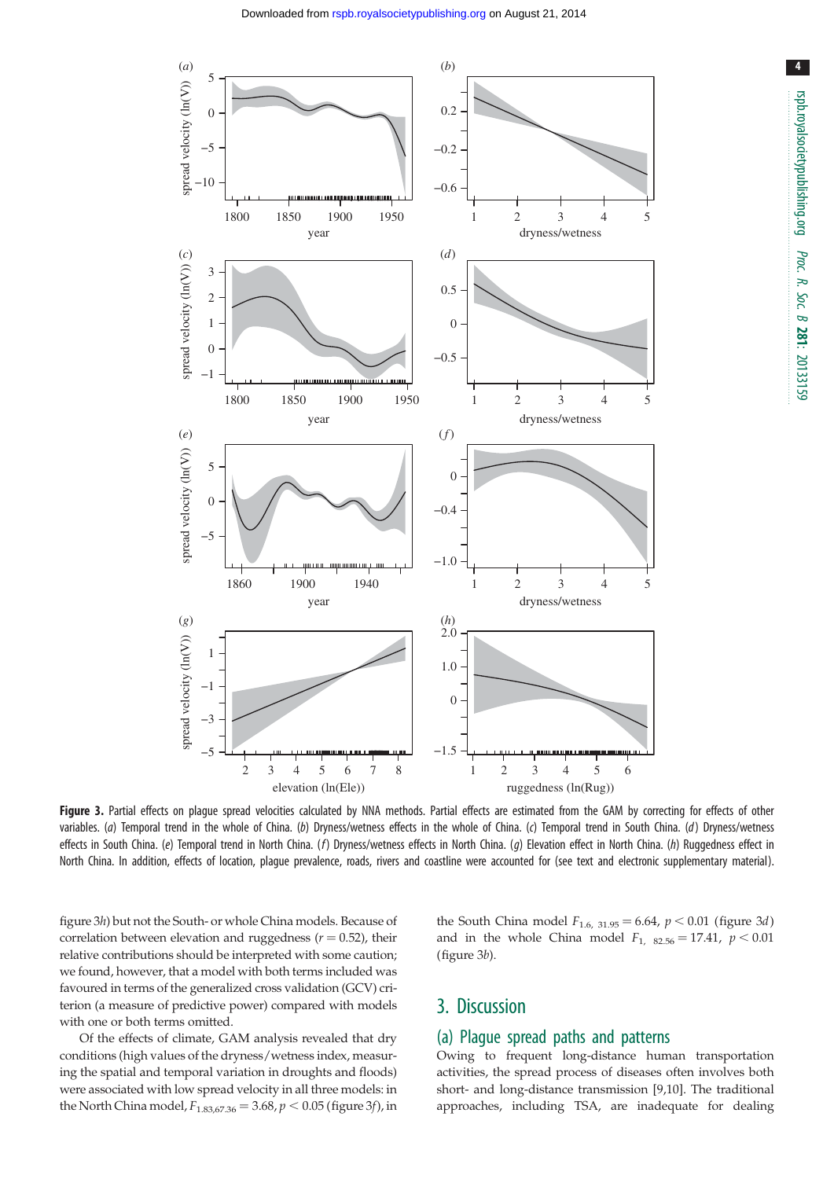**Figure 3.** Partial effects on plague spread velocities calculated by NNA methods. Partial effects are estimated from the GAM by correcting for effects of other variables. (*a*) Temporal trend in the whole of China. (*b*) Dryness/wetness effects in the whole of China. (*c*) Temporal trend in South China. (*d*) Dryness/wetness effects in South China. (*e*) Temporal trend in North China. (*f*) Dryness/wetness effects in North China. (*g*) Elevation effect in North China. (*h*) Ruggedness effect in North China. In addition, effects of location, plague prevalence, roads, rivers and coastline were accounted for (see text and electronic supplementary material).

figure 3*h*) but not the South- or whole China models. Because of correlation between elevation and ruggedness ($r = 0.52$), their relative contributions should be interpreted with some caution; we found, however, that a model with both terms included was favoured in terms of the generalized cross validation (GCV) criterion (a measure of predictive power) compared with models with one or both terms omitted.

Of the effects of climate, GAM analysis revealed that dry conditions (high values of the dryness/wetness index, measuring the spatial and temporal variation in droughts and floods) were associated with low spread velocity in all three models: in the North China model, $F_{1.83,67.36} = 3.68$, $p < 0.05$ (figure 3*f*), in the South China model $F_{1.6,\ 31.95} = 6.64$, $p < 0.01$ (figure 3*d*) and in the whole China model $F_{1,\ 82.56} = 17.41$, $p < 0.01$ (figure 3*b*).

## 3. Discussion

### (a) Plague spread paths and patterns

Owing to frequent long-distance human transportation activities, the spread process of diseases often involves both short- and long-distance transmission [9,10]. The traditional approaches, including TSA, are inadequate for dealing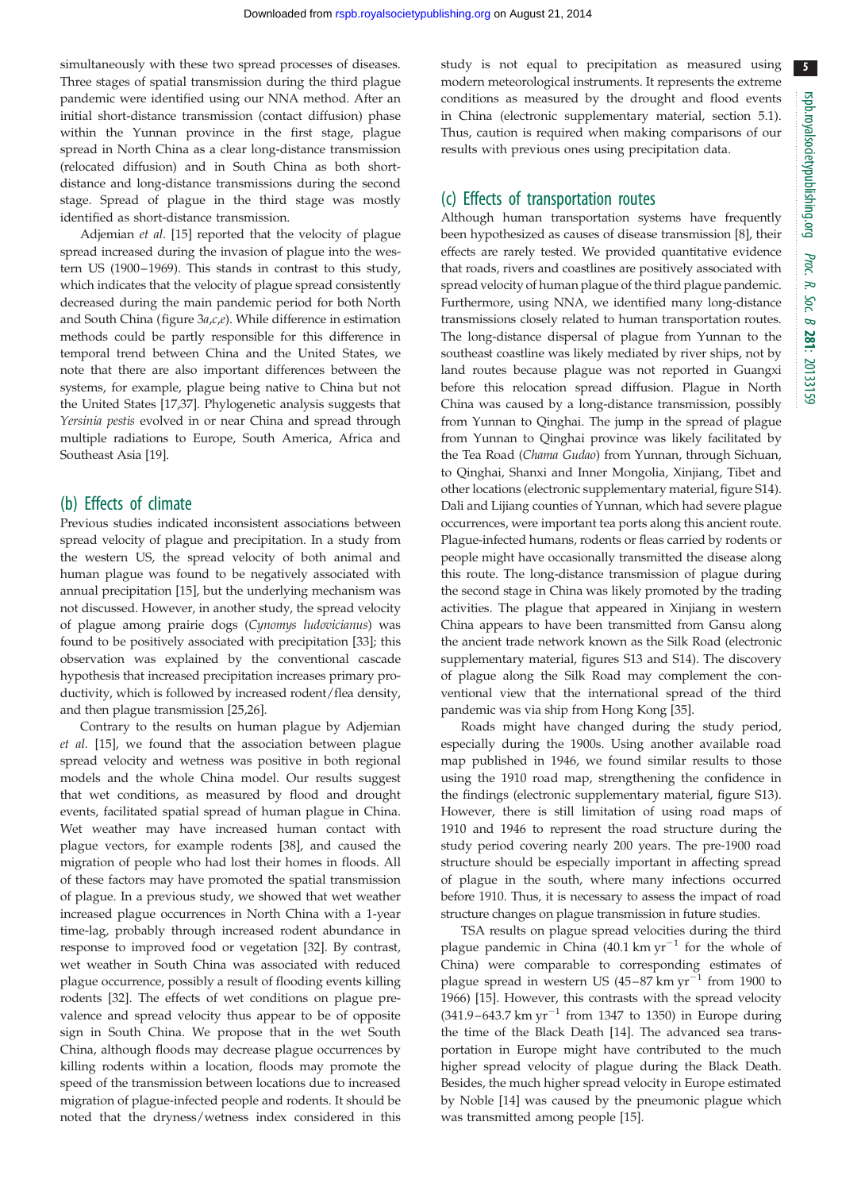simultaneously with these two spread processes of diseases. Three stages of spatial transmission during the third plague pandemic were identified using our NNA method. After an initial short-distance transmission (contact diffusion) phase within the Yunnan province in the first stage, plague spread in North China as a clear long-distance transmission (relocated diffusion) and in South China as both short-distance and long-distance transmissions during the second stage. Spread of plague in the third stage was mostly identified as short-distance transmission.

Adjemian *et al.* [15] reported that the velocity of plague spread increased during the invasion of plague into the western US (1900–1969). This stands in contrast to this study, which indicates that the velocity of plague spread consistently decreased during the main pandemic period for both North and South China (figure 3*a*,*c*,*e*). While difference in estimation methods could be partly responsible for this difference in temporal trend between China and the United States, we note that there are also important differences between the systems, for example, plague being native to China but not the United States [17,37]. Phylogenetic analysis suggests that *Yersinia pestis* evolved in or near China and spread through multiple radiations to Europe, South America, Africa and Southeast Asia [19].

## (b) Effects of climate

Previous studies indicated inconsistent associations between spread velocity of plague and precipitation. In a study from the western US, the spread velocity of both animal and human plague was found to be negatively associated with annual precipitation [15], but the underlying mechanism was not discussed. However, in another study, the spread velocity of plague among prairie dogs (*Cynomys ludovicianus*) was found to be positively associated with precipitation [33]; this observation was explained by the conventional cascade hypothesis that increased precipitation increases primary productivity, which is followed by increased rodent/flea density, and then plague transmission [25,26].

Contrary to the results on human plague by Adjemian *et al.* [15], we found that the association between plague spread velocity and wetness was positive in both regional models and the whole China model. Our results suggest that wet conditions, as measured by flood and drought events, facilitated spatial spread of human plague in China. Wet weather may have increased human contact with plague vectors, for example rodents [38], and caused the migration of people who had lost their homes in floods. All of these factors may have promoted the spatial transmission of plague. In a previous study, we showed that wet weather increased plague occurrences in North China with a 1-year time-lag, probably through increased rodent abundance in response to improved food or vegetation [32]. By contrast, wet weather in South China was associated with reduced plague occurrence, possibly a result of flooding events killing rodents [32]. The effects of wet conditions on plague prevalence and spread velocity thus appear to be of opposite sign in South China. We propose that in the wet South China, although floods may decrease plague occurrences by killing rodents within a location, floods may promote the speed of the transmission between locations due to increased migration of plague-infected people and rodents. It should be noted that the dryness/wetness index considered in this study is not equal to precipitation as measured using modern meteorological instruments. It represents the extreme conditions as measured by the drought and flood events in China (electronic supplementary material, section 5.1). Thus, caution is required when making comparisons of our results with previous ones using precipitation data.

## (c) Effects of transportation routes

Although human transportation systems have frequently been hypothesized as causes of disease transmission [8], their effects are rarely tested. We provided quantitative evidence that roads, rivers and coastlines are positively associated with spread velocity of human plague of the third plague pandemic. Furthermore, using NNA, we identified many long-distance transmissions closely related to human transportation routes. The long-distance dispersal of plague from Yunnan to the southeast coastline was likely mediated by river ships, not by land routes because plague was not reported in Guangxi before this relocation spread diffusion. Plague in North China was caused by a long-distance transmission, possibly from Yunnan to Qinghai. The jump in the spread of plague from Yunnan to Qinghai province was likely facilitated by the Tea Road (*Chama Gudao*) from Yunnan, through Sichuan, to Qinghai, Shanxi and Inner Mongolia, Xinjiang, Tibet and other locations (electronic supplementary material, figure S14). Dali and Lijiang counties of Yunnan, which had severe plague occurrences, were important tea ports along this ancient route. Plague-infected humans, rodents or fleas carried by rodents or people might have occasionally transmitted the disease along this route. The long-distance transmission of plague during the second stage in China was likely promoted by the trading activities. The plague that appeared in Xinjiang in western China appears to have been transmitted from Gansu along the ancient trade network known as the Silk Road (electronic supplementary material, figures S13 and S14). The discovery of plague along the Silk Road may complement the conventional view that the international spread of the third pandemic was via ship from Hong Kong [35].

Roads might have changed during the study period, especially during the 1900s. Using another available road map published in 1946, we found similar results to those using the 1910 road map, strengthening the confidence in the findings (electronic supplementary material, figure S13). However, there is still limitation of using road maps of 1910 and 1946 to represent the road structure during the study period covering nearly 200 years. The pre-1900 road structure should be especially important in affecting spread of plague in the south, where many infections occurred before 1910. Thus, it is necessary to assess the impact of road structure changes on plague transmission in future studies.

TSA results on plague spread velocities during the third plague pandemic in China (40.1 km $\text{yr}^{-1}$ for the whole of China) were comparable to corresponding estimates of plague spread in western US (45–87 km $\text{yr}^{-1}$ from 1900 to 1966) [15]. However, this contrasts with the spread velocity (341.9–643.7 km $\text{yr}^{-1}$ from 1347 to 1350) in Europe during the time of the Black Death [14]. The advanced sea transportation in Europe might have contributed to the much higher spread velocity of plague during the Black Death. Besides, the much higher spread velocity in Europe estimated by Noble [14] was caused by the pneumonic plague which was transmitted among people [15].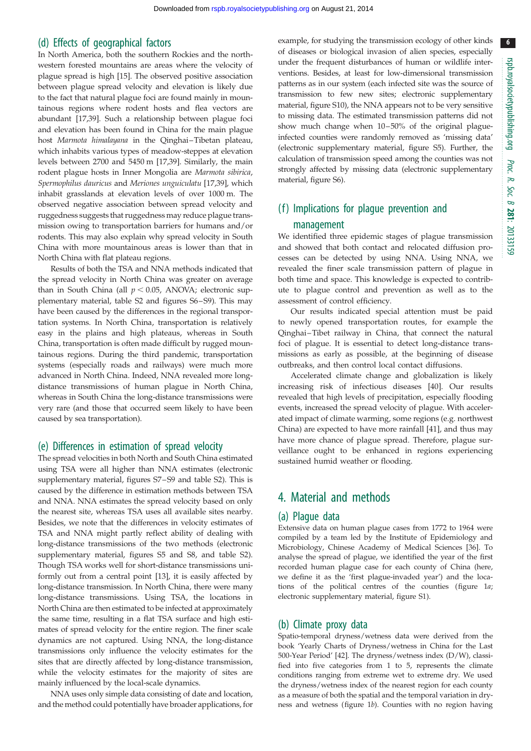### (d) Effects of geographical factors

In North America, both the southern Rockies and the north-western forested mountains are areas where the velocity of plague spread is high [15]. The observed positive association between plague spread velocity and elevation is likely due to the fact that natural plague foci are found mainly in mountainous regions where rodent hosts and flea vectors are abundant [17,39]. Such a relationship between plague foci and elevation has been found in China for the main plague host *Marmota himalayana* in the Qinghai–Tibetan plateau, which inhabits various types of meadow-steppes at elevation levels between 2700 and 5450 m [17,39]. Similarly, the main rodent plague hosts in Inner Mongolia are *Marmota sibirica*, *Spermophilus dauricus* and *Meriones unguiculatu* [17,39], which inhabit grasslands at elevation levels of over 1000 m. The observed negative association between spread velocity and ruggedness suggests that ruggedness may reduce plague transmission owing to transportation barriers for humans and/or rodents. This may also explain why spread velocity in South China with more mountainous areas is lower than that in North China with flat plateau regions.

Results of both the TSA and NNA methods indicated that the spread velocity in North China was greater on average than in South China (all $p < 0.05$, ANOVA; electronic supplementary material, table S2 and figures S6–S9). This may have been caused by the differences in the regional transportation systems. In North China, transportation is relatively easy in the plains and high plateaus, whereas in South China, transportation is often made difficult by rugged mountainous regions. During the third pandemic, transportation systems (especially roads and railways) were much more advanced in North China. Indeed, NNA revealed more long-distance transmissions of human plague in North China, whereas in South China the long-distance transmissions were very rare (and those that occurred seem likely to have been caused by sea transportation).

### (e) Differences in estimation of spread velocity

The spread velocities in both North and South China estimated using TSA were all higher than NNA estimates (electronic supplementary material, figures S7–S9 and table S2). This is caused by the difference in estimation methods between TSA and NNA. NNA estimates the spread velocity based on only the nearest site, whereas TSA uses all available sites nearby. Besides, we note that the differences in velocity estimates of TSA and NNA might partly reflect ability of dealing with long-distance transmissions of the two methods (electronic supplementary material, figures S5 and S8, and table S2). Though TSA works well for short-distance transmissions uniformly out from a central point [13], it is easily affected by long-distance transmission. In North China, there were many long-distance transmissions. Using TSA, the locations in North China are then estimated to be infected at approximately the same time, resulting in a flat TSA surface and high estimates of spread velocity for the entire region. The finer scale dynamics are not captured. Using NNA, the long-distance transmissions only influence the velocity estimates for the sites that are directly affected by long-distance transmission, while the velocity estimates for the majority of sites are mainly influenced by the local-scale dynamics.

NNA uses only simple data consisting of date and location, and the method could potentially have broader applications, for example, for studying the transmission ecology of other kinds of diseases or biological invasion of alien species, especially under the frequent disturbances of human or wildlife interventions. Besides, at least for low-dimensional transmission patterns as in our system (each infected site was the source of transmission to few new sites; electronic supplementary material, figure S10), the NNA appears not to be very sensitive to missing data. The estimated transmission patterns did not show much change when 10–50% of the original plague-infected counties were randomly removed as 'missing data' (electronic supplementary material, figure S5). Further, the calculation of transmission speed among the counties was not strongly affected by missing data (electronic supplementary material, figure S6).

### (f) Implications for plague prevention and management

We identified three epidemic stages of plague transmission and showed that both contact and relocated diffusion processes can be detected by using NNA. Using NNA, we revealed the finer scale transmission pattern of plague in both time and space. This knowledge is expected to contribute to plague control and prevention as well as to the assessment of control efficiency.

Our results indicated special attention must be paid to newly opened transportation routes, for example the Qinghai–Tibet railway in China, that connect the natural foci of plague. It is essential to detect long-distance transmissions as early as possible, at the beginning of disease outbreaks, and then control local contact diffusions.

Accelerated climate change and globalization is likely increasing risk of infectious diseases [40]. Our results revealed that high levels of precipitation, especially flooding events, increased the spread velocity of plague. With accelerated impact of climate warming, some regions (e.g. northwest China) are expected to have more rainfall [41], and thus may have more chance of plague spread. Therefore, plague surveillance ought to be enhanced in regions experiencing sustained humid weather or flooding.

## 4. Material and methods

### (a) Plague data

Extensive data on human plague cases from 1772 to 1964 were compiled by a team led by the Institute of Epidemiology and Microbiology, Chinese Academy of Medical Sciences [36]. To analyse the spread of plague, we identified the year of the first recorded human plague case for each county of China (here, we define it as the 'first plague-invaded year') and the locations of the political centres of the counties (figure 1*a*; electronic supplementary material, figure S1).

### (b) Climate proxy data

Spatio-temporal dryness/wetness data were derived from the book 'Yearly Charts of Dryness/wetness in China for the Last 500-Year Period' [42]. The dryness/wetness index (D/W), classified into five categories from 1 to 5, represents the climate conditions ranging from extreme wet to extreme dry. We used the dryness/wetness index of the nearest region for each county as a measure of both the spatial and the temporal variation in dryness and wetness (figure 1*b*). Counties with no region having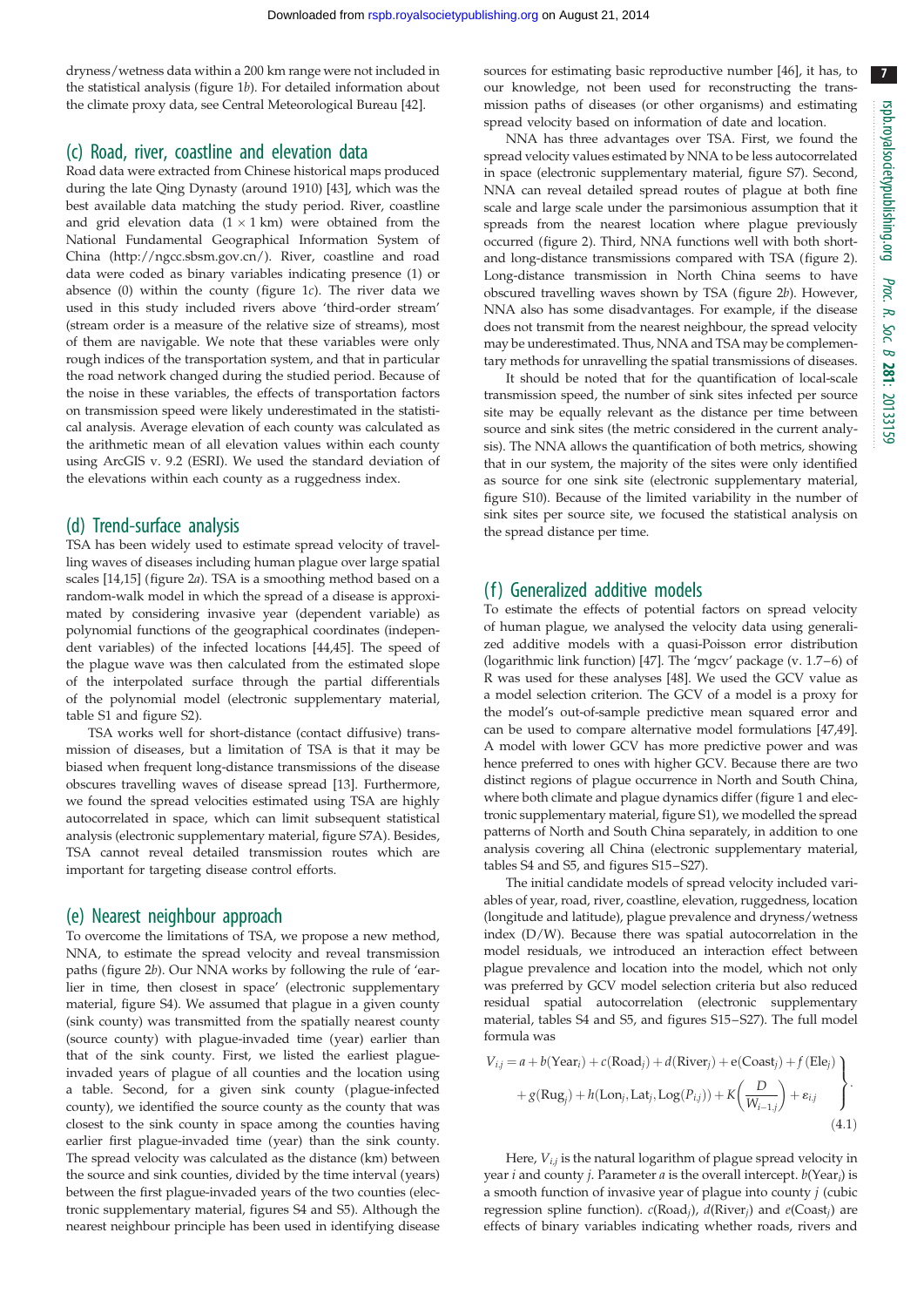dryness/wetness data within a 200 km range were not included in the statistical analysis (figure 1*b*). For detailed information about the climate proxy data, see Central Meteorological Bureau [42].

## (c) Road, river, coastline and elevation data

Road data were extracted from Chinese historical maps produced during the late Qing Dynasty (around 1910) [43], which was the best available data matching the study period. River, coastline and grid elevation data ($1 \times 1$ km) were obtained from the National Fundamental Geographical Information System of China (http://ngcc.sbsm.gov.cn/). River, coastline and road data were coded as binary variables indicating presence (1) or absence (0) within the county (figure 1*c*). The river data we used in this study included rivers above 'third-order stream' (stream order is a measure of the relative size of streams), most of them are navigable. We note that these variables were only rough indices of the transportation system, and that in particular the road network changed during the studied period. Because of the noise in these variables, the effects of transportation factors on transmission speed were likely underestimated in the statistical analysis. Average elevation of each county was calculated as the arithmetic mean of all elevation values within each county using ArcGIS v. 9.2 (ESRI). We used the standard deviation of the elevations within each county as a ruggedness index.

## (d) Trend-surface analysis

TSA has been widely used to estimate spread velocity of travelling waves of diseases including human plague over large spatial scales [14,15] (figure 2*a*). TSA is a smoothing method based on a random-walk model in which the spread of a disease is approximated by considering invasive year (dependent variable) as polynomial functions of the geographical coordinates (independent variables) of the infected locations [44,45]. The speed of the plague wave was then calculated from the estimated slope of the interpolated surface through the partial differentials of the polynomial model (electronic supplementary material, table S1 and figure S2).

TSA works well for short-distance (contact diffusive) transmission of diseases, but a limitation of TSA is that it may be biased when frequent long-distance transmissions of the disease obscures travelling waves of disease spread [13]. Furthermore, we found the spread velocities estimated using TSA are highly autocorrelated in space, which can limit subsequent statistical analysis (electronic supplementary material, figure S7A). Besides, TSA cannot reveal detailed transmission routes which are important for targeting disease control efforts.

## (e) Nearest neighbour approach

To overcome the limitations of TSA, we propose a new method, NNA, to estimate the spread velocity and reveal transmission paths (figure 2*b*). Our NNA works by following the rule of 'earlier in time, then closest in space' (electronic supplementary material, figure S4). We assumed that plague in a given county (sink county) was transmitted from the spatially nearest county (source county) with plague-invaded time (year) earlier than that of the sink county. First, we listed the earliest plague-invaded years of plague of all counties and the location using a table. Second, for a given sink county (plague-infected county), we identified the source county as the county that was closest to the sink county in space among the counties having earlier first plague-invaded time (year) than the sink county. The spread velocity was calculated as the distance (km) between the source and sink counties, divided by the time interval (years) between the first plague-invaded years of the two counties (electronic supplementary material, figures S4 and S5). Although the nearest neighbour principle has been used in identifying disease sources for estimating basic reproductive number [46], it has, to our knowledge, not been used for reconstructing the transmission paths of diseases (or other organisms) and estimating spread velocity based on information of date and location.

NNA has three advantages over TSA. First, we found the spread velocity values estimated by NNA to be less autocorrelated in space (electronic supplementary material, figure S7). Second, NNA can reveal detailed spread routes of plague at both fine scale and large scale under the parsimonious assumption that it spreads from the nearest location where plague previously occurred (figure 2). Third, NNA functions well with both short- and long-distance transmissions compared with TSA (figure 2). Long-distance transmission in North China seems to have obscured travelling waves shown by TSA (figure 2*b*). However, NNA also has some disadvantages. For example, if the disease does not transmit from the nearest neighbour, the spread velocity may be underestimated. Thus, NNA and TSA may be complementary methods for unravelling the spatial transmissions of diseases.

It should be noted that for the quantification of local-scale transmission speed, the number of sink sites infected per source site may be equally relevant as the distance per time between source and sink sites (the metric considered in the current analysis). The NNA allows the quantification of both metrics, showing that in our system, the majority of the sites were only identified as source for one sink site (electronic supplementary material, figure S10). Because of the limited variability in the number of sink sites per source site, we focused the statistical analysis on the spread distance per time.

## (f) Generalized additive models

To estimate the effects of potential factors on spread velocity of human plague, we analysed the velocity data using generalized additive models with a quasi-Poisson error distribution (logarithmic link function) [47]. The 'mgcv' package (v. 1.7–6) of R was used for these analyses [48]. We used the GCV value as a model selection criterion. The GCV of a model is a proxy for the model's out-of-sample predictive mean squared error and can be used to compare alternative model formulations [47,49]. A model with lower GCV has more predictive power and was hence preferred to ones with higher GCV. Because there are two distinct regions of plague occurrence in North and South China, where both climate and plague dynamics differ (figure 1 and electronic supplementary material, figure S1), we modelled the spread patterns of North and South China separately, in addition to one analysis covering all China (electronic supplementary material, tables S4 and S5, and figures S15–S27).

The initial candidate models of spread velocity included variables of year, road, river, coastline, elevation, ruggedness, location (longitude and latitude), plague prevalence and dryness/wetness index (D/W). Because there was spatial autocorrelation in the model residuals, we introduced an interaction effect between plague prevalence and location into the model, which not only was preferred by GCV model selection criteria but also reduced residual spatial autocorrelation (electronic supplementary material, tables S4 and S5, and figures S15–S27). The full model formula was

$$\left.\begin{aligned} V_{i,j} &= a + b(\text{Year}_i) + c(\text{Road}_j) + d(\text{River}_j) + e(\text{Coast}_j) + f(\text{Ele}_j) \\ &\quad + g(\text{Rug}_j) + h(\text{Lon}_j, \text{Lat}_j, \text{Log}(P_{i,j})) + K\left(\frac{D}{W_{i-1,j}}\right) + \varepsilon_{i,j} \end{aligned}\right\} \tag{4.1}$$

Here, $V_{i,j}$ is the natural logarithm of plague spread velocity in year $i$ and county $j$. Parameter $a$ is the overall intercept. $b(\text{Year}_i)$ is a smooth function of invasive year of plague into county $j$ (cubic regression spline function). $c(\text{Road}_j)$, $d(\text{River}_j)$ and $e(\text{Coast}_j)$ are effects of binary variables indicating whether roads, rivers and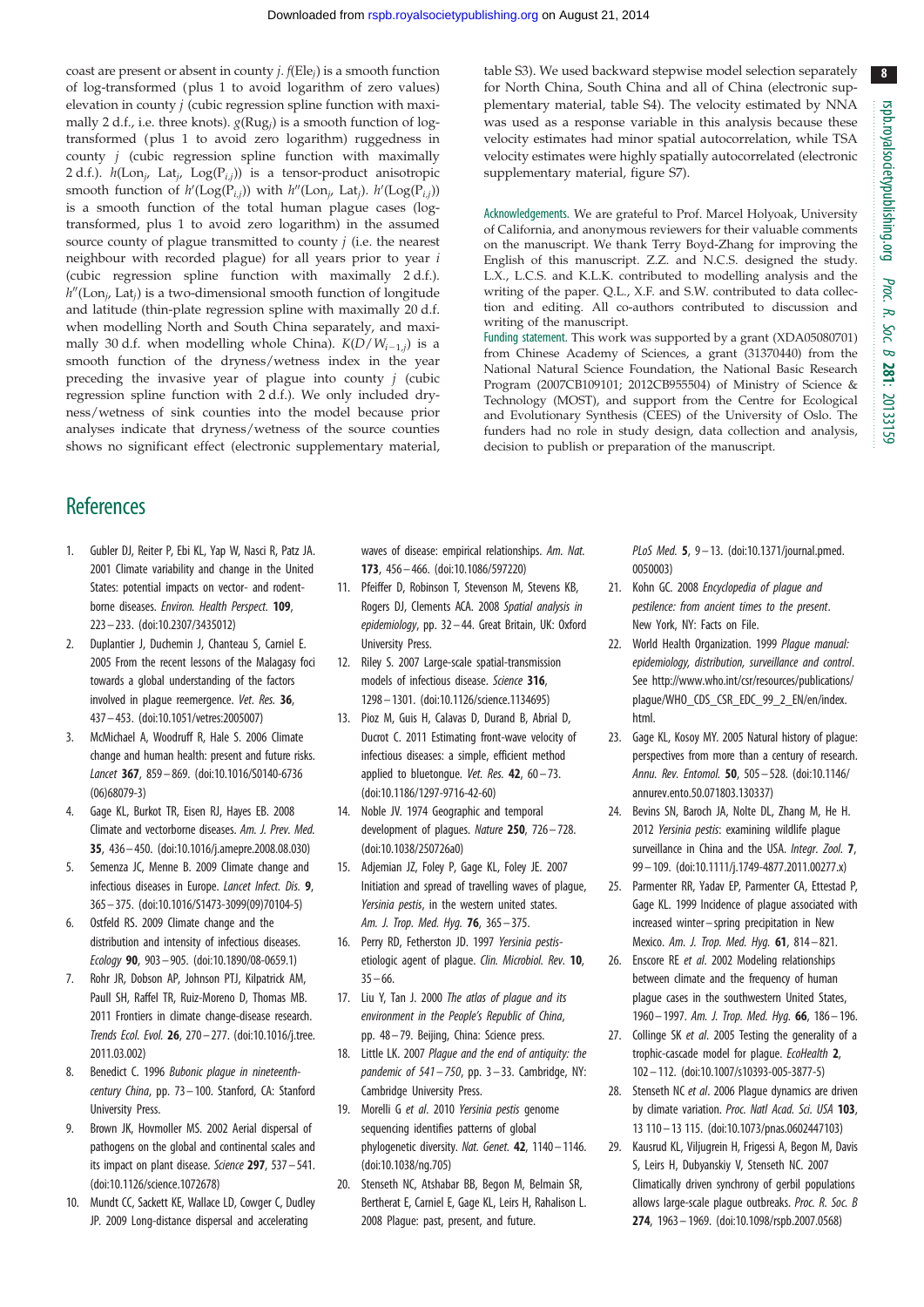coast are present or absent in county $j$. $f(\text{Ele}_j)$ is a smooth function of log-transformed (plus 1 to avoid logarithm of zero values) elevation in county $j$ (cubic regression spline function with maximally 2 d.f., i.e. three knots). $g(\text{Rug}_j)$ is a smooth function of log-transformed (plus 1 to avoid zero logarithm) ruggedness in county $j$ (cubic regression spline function with maximally 2 d.f.). $h(\text{Lon}_j, \text{Lat}_j, \text{Log}(\text{P}_{i,j}))$ is a tensor-product anisotropic smooth function of $h'(\text{Log}(\text{P}_{i,j}))$ with $h''(\text{Lon}_j, \text{Lat}_j)$. $h'(\text{Log}(\text{P}_{i,j}))$ is a smooth function of the total human plague cases (log-transformed, plus 1 to avoid zero logarithm) in the assumed source county of plague transmitted to county $j$ (i.e. the nearest neighbour with recorded plague) for all years prior to year $i$ (cubic regression spline function with maximally 2 d.f.). $h''(\text{Lon}_j, \text{Lat}_j)$ is a two-dimensional smooth function of longitude and latitude (thin-plate regression spline with maximally 20 d.f. when modelling North and South China separately, and maximally 30 d.f. when modelling whole China). $K(D/W_{i-1,j})$ is a smooth function of the dryness/wetness index in the year preceding the invasive year of plague into county $j$ (cubic regression spline function with 2 d.f.). We only included dryness/wetness of sink counties into the model because prior analyses indicate that dryness/wetness of the source counties shows no significant effect (electronic supplementary material, table S3). We used backward stepwise model selection separately for North China, South China and all of China (electronic supplementary material, table S4). The velocity estimated by NNA was used as a response variable in this analysis because these velocity estimates had minor spatial autocorrelation, while TSA velocity estimates were highly spatially autocorrelated (electronic supplementary material, figure S7).

Acknowledgements. We are grateful to Prof. Marcel Holyoak, University of California, and anonymous reviewers for their valuable comments on the manuscript. We thank Terry Boyd-Zhang for improving the English of this manuscript. Z.Z. and N.C.S. designed the study. L.X., L.C.S. and K.L.K. contributed to modelling analysis and the writing of the paper. Q.L., X.F. and S.W. contributed to data collection and editing. All co-authors contributed to discussion and writing of the manuscript.

Funding statement. This work was supported by a grant (XDA05080701) from Chinese Academy of Sciences, a grant (31370440) from the National Natural Science Foundation, the National Basic Research Program (2007CB109101; 2012CB955504) of Ministry of Science & Technology (MOST), and support from the Centre for Ecological and Evolutionary Synthesis (CEES) of the University of Oslo. The funders had no role in study design, data collection and analysis, decision to publish or preparation of the manuscript.

# References

1. Gubler DJ, Reiter P, Ebi KL, Yap W, Nasci R, Patz JA. 2001 Climate variability and change in the United States: potential impacts on vector- and rodent-borne diseases. *Environ. Health Perspect.* **109**, 223–233. (doi:10.2307/3435012)
2. Duplantier J, Duchemin J, Chanteau S, Carniel E. 2005 From the recent lessons of the Malagasy foci towards a global understanding of the factors involved in plague reemergence. *Vet. Res.* **36**, 437–453. (doi:10.1051/vetres:2005007)
3. McMichael A, Woodruff R, Hale S. 2006 Climate change and human health: present and future risks. *Lancet* **367**, 859–869. (doi:10.1016/S0140-6736(06)68079-3)
4. Gage KL, Burkot TR, Eisen RJ, Hayes EB. 2008 Climate and vectorborne diseases. *Am. J. Prev. Med.* **35**, 436–450. (doi:10.1016/j.amepre.2008.08.030)
5. Semenza JC, Menne B. 2009 Climate change and infectious diseases in Europe. *Lancet Infect. Dis.* **9**, 365–375. (doi:10.1016/S1473-3099(09)70104-5)
6. Ostfeld RS. 2009 Climate change and the distribution and intensity of infectious diseases. *Ecology* **90**, 903–905. (doi:10.1890/08-0659.1)
7. Rohr JR, Dobson AP, Johnson PTJ, Kilpatrick AM, Paull SH, Raffel TR, Ruiz-Moreno D, Thomas MB. 2011 Frontiers in climate change-disease research. *Trends Ecol. Evol.* **26**, 270–277. (doi:10.1016/j.tree.2011.03.002)
8. Benedict C. 1996 *Bubonic plague in nineteenth-century China*, pp. 73–100. Stanford, CA: Stanford University Press.
9. Brown JK, Hovmoller MS. 2002 Aerial dispersal of pathogens on the global and continental scales and its impact on plant disease. *Science* **297**, 537–541. (doi:10.1126/science.1072678)
10. Mundt CC, Sackett KE, Wallace LD, Cowger C, Dudley JP. 2009 Long-distance dispersal and accelerating waves of disease: empirical relationships. *Am. Nat.* **173**, 456–466. (doi:10.1086/597220)
11. Pfeiffer D, Robinson T, Stevenson M, Stevens KB, Rogers DJ, Clements ACA. 2008 *Spatial analysis in epidemiology*, pp. 32–44. Great Britain, UK: Oxford University Press.
12. Riley S. 2007 Large-scale spatial-transmission models of infectious disease. *Science* **316**, 1298–1301. (doi:10.1126/science.1134695)
13. Pioz M, Guis H, Calavas D, Durand B, Abrial D, Ducrot C. 2011 Estimating front-wave velocity of infectious diseases: a simple, efficient method applied to bluetongue. *Vet. Res.* **42**, 60–73. (doi:10.1186/1297-9716-42-60)
14. Noble JV. 1974 Geographic and temporal development of plagues. *Nature* **250**, 726–728. (doi:10.1038/250726a0)
15. Adjemian JZ, Foley P, Gage KL, Foley JE. 2007 Initiation and spread of travelling waves of plague, *Yersinia pestis*, in the western united states. *Am. J. Trop. Med. Hyg.* **76**, 365–375.
16. Perry RD, Fetherston JD. 1997 *Yersinia pestis*-etiologic agent of plague. *Clin. Microbiol. Rev.* **10**, 35–66.
17. Liu Y, Tan J. 2000 *The atlas of plague and its environment in the People's Republic of China*, pp. 48–79. Beijing, China: Science press.
18. Little LK. 2007 *Plague and the end of antiquity: the pandemic of 541–750*, pp. 3–33. Cambridge, NY: Cambridge University Press.
19. Morelli G *et al*. 2010 *Yersinia pestis* genome sequencing identifies patterns of global phylogenetic diversity. *Nat. Genet.* **42**, 1140–1146. (doi:10.1038/ng.705)
20. Stenseth NC, Atshabar BB, Begon M, Belmain SR, Bertherat E, Carniel E, Gage KL, Leirs H, Rahalison L. 2008 Plague: past, present, and future. *PLoS Med.* **5**, 9–13. (doi:10.1371/journal.pmed.0050003)
21. Kohn GC. 2008 *Encyclopedia of plague and pestilence: from ancient times to the present*. New York, NY: Facts on File.
22. World Health Organization. 1999 *Plague manual: epidemiology, distribution, surveillance and control*. See http://www.who.int/csr/resources/publications/plague/WHO_CDS_CSR_EDC_99_2_EN/en/index.html.
23. Gage KL, Kosoy MY. 2005 Natural history of plague: perspectives from more than a century of research. *Annu. Rev. Entomol.* **50**, 505–528. (doi:10.1146/annurev.ento.50.071803.130337)
24. Bevins SN, Baroch JA, Nolte DL, Zhang M, He H. 2012 *Yersinia pestis*: examining wildlife plague surveillance in China and the USA. *Integr. Zool.* **7**, 99–109. (doi:10.1111/j.1749-4877.2011.00277.x)
25. Parmenter RR, Yadav EP, Parmenter CA, Ettestad P, Gage KL. 1999 Incidence of plague associated with increased winter–spring precipitation in New Mexico. *Am. J. Trop. Med. Hyg.* **61**, 814–821.
26. Enscore RE *et al*. 2002 Modeling relationships between climate and the frequency of human plague cases in the southwestern United States, 1960–1997. *Am. J. Trop. Med. Hyg.* **66**, 186–196.
27. Collinge SK *et al*. 2005 Testing the generality of a trophic-cascade model for plague. *EcoHealth* **2**, 102–112. (doi:10.1007/s10393-005-3877-5)
28. Stenseth NC *et al*. 2006 Plague dynamics are driven by climate variation. *Proc. Natl Acad. Sci. USA* **103**, 13 110–13 115. (doi:10.1073/pnas.0602447103)
29. Kausrud KL, Viljugrein H, Frigessi A, Begon M, Davis S, Leirs H, Dubyanskiy V, Stenseth NC. 2007 Climatically driven synchrony of gerbil populations allows large-scale plague outbreaks. *Proc. R. Soc. B* **274**, 1963–1969. (doi:10.1098/rspb.2007.0568)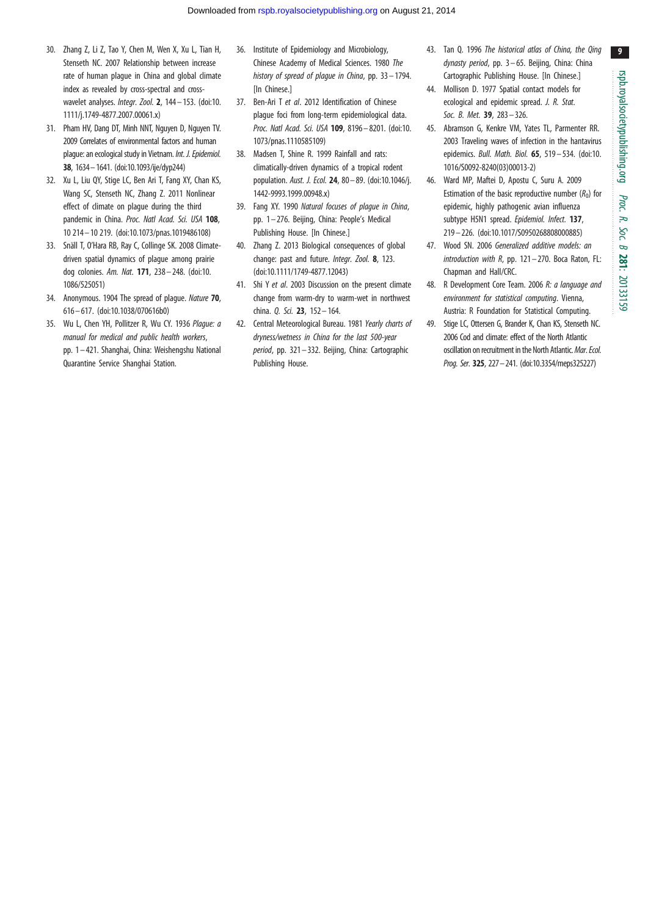30. Zhang Z, Li Z, Tao Y, Chen M, Wen X, Xu L, Tian H, Stenseth NC. 2007 Relationship between increase rate of human plague in China and global climate index as revealed by cross-spectral and cross-wavelet analyses. *Integr. Zool.* **2**, 144–153. (doi:10.1111/j.1749-4877.2007.00061.x)
31. Pham HV, Dang DT, Minh NNT, Nguyen D, Nguyen TV. 2009 Correlates of environmental factors and human plague: an ecological study in Vietnam. *Int. J. Epidemiol.* **38**, 1634–1641. (doi:10.1093/ije/dyp244)
32. Xu L, Liu QY, Stige LC, Ben Ari T, Fang XY, Chan KS, Wang SC, Stenseth NC, Zhang Z. 2011 Nonlinear effect of climate on plague during the third pandemic in China. *Proc. Natl Acad. Sci. USA* **108**, 10 214–10 219. (doi:10.1073/pnas.1019486108)
33. Snäll T, O'Hara RB, Ray C, Collinge SK. 2008 Climate-driven spatial dynamics of plague among prairie dog colonies. *Am. Nat.* **171**, 238–248. (doi:10.1086/525051)
34. Anonymous. 1904 The spread of plague. *Nature* **70**, 616–617. (doi:10.1038/070616b0)
35. Wu L, Chen YH, Pollitzer R, Wu CY. 1936 *Plague: a manual for medical and public health workers*, pp. 1–421. Shanghai, China: Weishengshu National Quarantine Service Shanghai Station.
36. Institute of Epidemiology and Microbiology, Chinese Academy of Medical Sciences. 1980 *The history of spread of plague in China*, pp. 33–1794. [In Chinese.]
37. Ben-Ari T *et al*. 2012 Identification of Chinese plague foci from long-term epidemiological data. *Proc. Natl Acad. Sci. USA* **109**, 8196–8201. (doi:10.1073/pnas.1110585109)
38. Madsen T, Shine R. 1999 Rainfall and rats: climatically-driven dynamics of a tropical rodent population. *Aust. J. Ecol.* **24**, 80–89. (doi:10.1046/j.1442-9993.1999.00948.x)
39. Fang XY. 1990 *Natural focuses of plague in China*, pp. 1–276. Beijing, China: People's Medical Publishing House. [In Chinese.]
40. Zhang Z. 2013 Biological consequences of global change: past and future. *Integr. Zool.* **8**, 123. (doi:10.1111/1749-4877.12043)
41. Shi Y *et al*. 2003 Discussion on the present climate change from warm-dry to warm-wet in northwest china. *Q. Sci.* **23**, 152–164.
42. Central Meteorological Bureau. 1981 *Yearly charts of dryness/wetness in China for the last 500-year period*, pp. 321–332. Beijing, China: Cartographic Publishing House.
43. Tan Q. 1996 *The historical atlas of China, the Qing dynasty period*, pp. 3–65. Beijing, China: China Cartographic Publishing House. [In Chinese.]
44. Mollison D. 1977 Spatial contact models for ecological and epidemic spread. *J. R. Stat. Soc. B. Met.* **39**, 283–326.
45. Abramson G, Kenkre VM, Yates TL, Parmenter RR. 2003 Traveling waves of infection in the hantavirus epidemics. *Bull. Math. Biol.* **65**, 519–534. (doi:10.1016/S0092-8240(03)00013-2)
46. Ward MP, Maftei D, Apostu C, Suru A. 2009 Estimation of the basic reproductive number ($R_0$) for epidemic, highly pathogenic avian influenza subtype H5N1 spread. *Epidemiol. Infect.* **137**, 219–226. (doi:10.1017/S0950268808000885)
47. Wood SN. 2006 *Generalized additive models: an introduction with R*, pp. 121–270. Boca Raton, FL: Chapman and Hall/CRC.
48. R Development Core Team. 2006 *R: a language and environment for statistical computing*. Vienna, Austria: R Foundation for Statistical Computing.
49. Stige LC, Ottersen G, Brander K, Chan KS, Stenseth NC. 2006 Cod and climate: effect of the North Atlantic oscillation on recruitment in the North Atlantic. *Mar. Ecol. Prog. Ser.* **325**, 227–241. (doi:10.3354/meps325227)